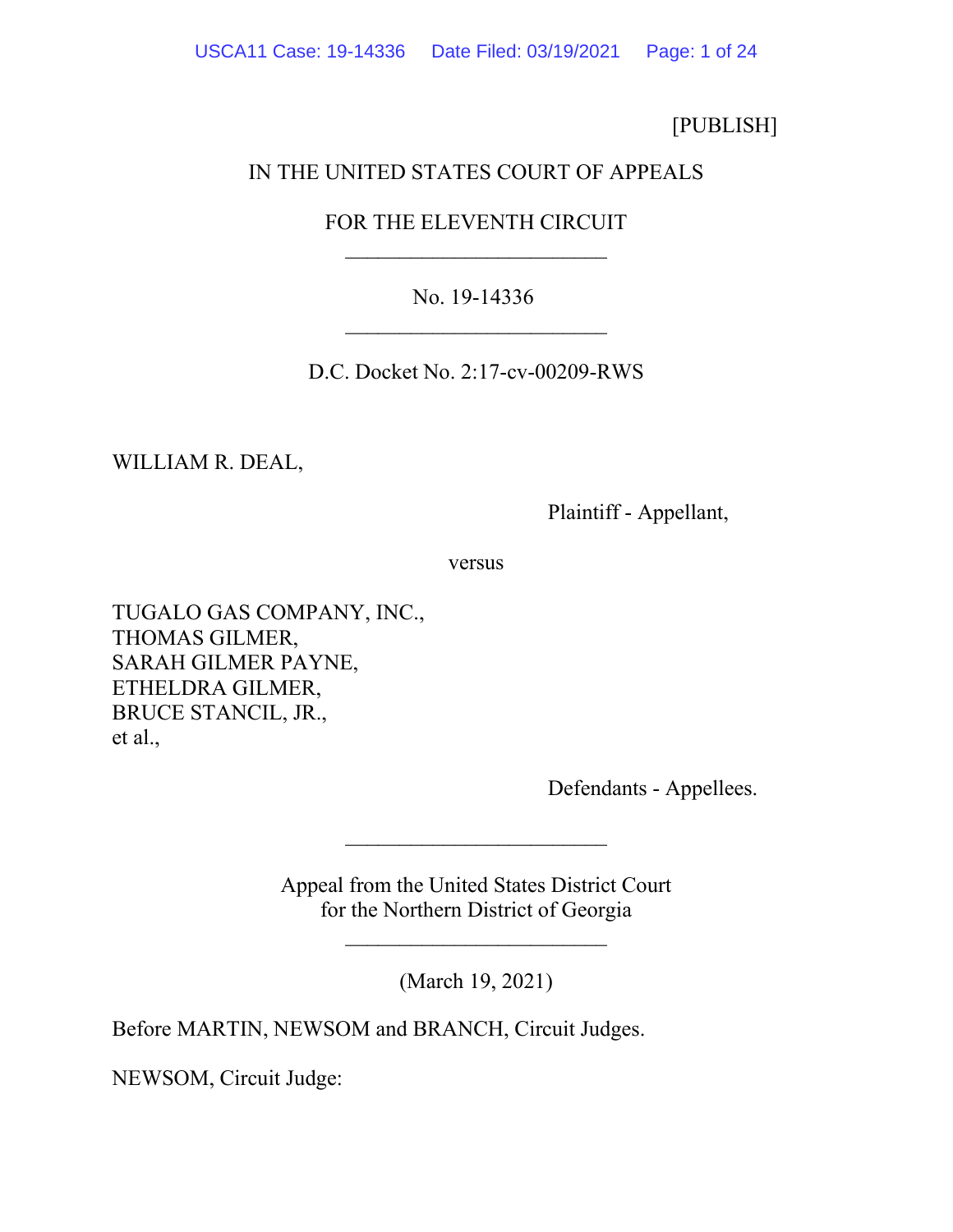[PUBLISH]

IN THE UNITED STATES COURT OF APPEALS

FOR THE ELEVENTH CIRCUIT

________________________

No. 19-14336

________________________

D.C. Docket No. 2:17-cv-00209-RWS

WILLIAM R. DEAL,

Plaintiff - Appellant,

versus

TUGALO GAS COMPANY, INC.,
THOMAS GILMER,
SARAH GILMER PAYNE,
ETHELDRA GILMER,
BRUCE STANCIL, JR.,
et al.,

Defendants - Appellees.

________________________

Appeal from the United States District Court
for the Northern District of Georgia

________________________

(March 19, 2021)

Before MARTIN, NEWSOM and BRANCH, Circuit Judges.

NEWSOM, Circuit Judge: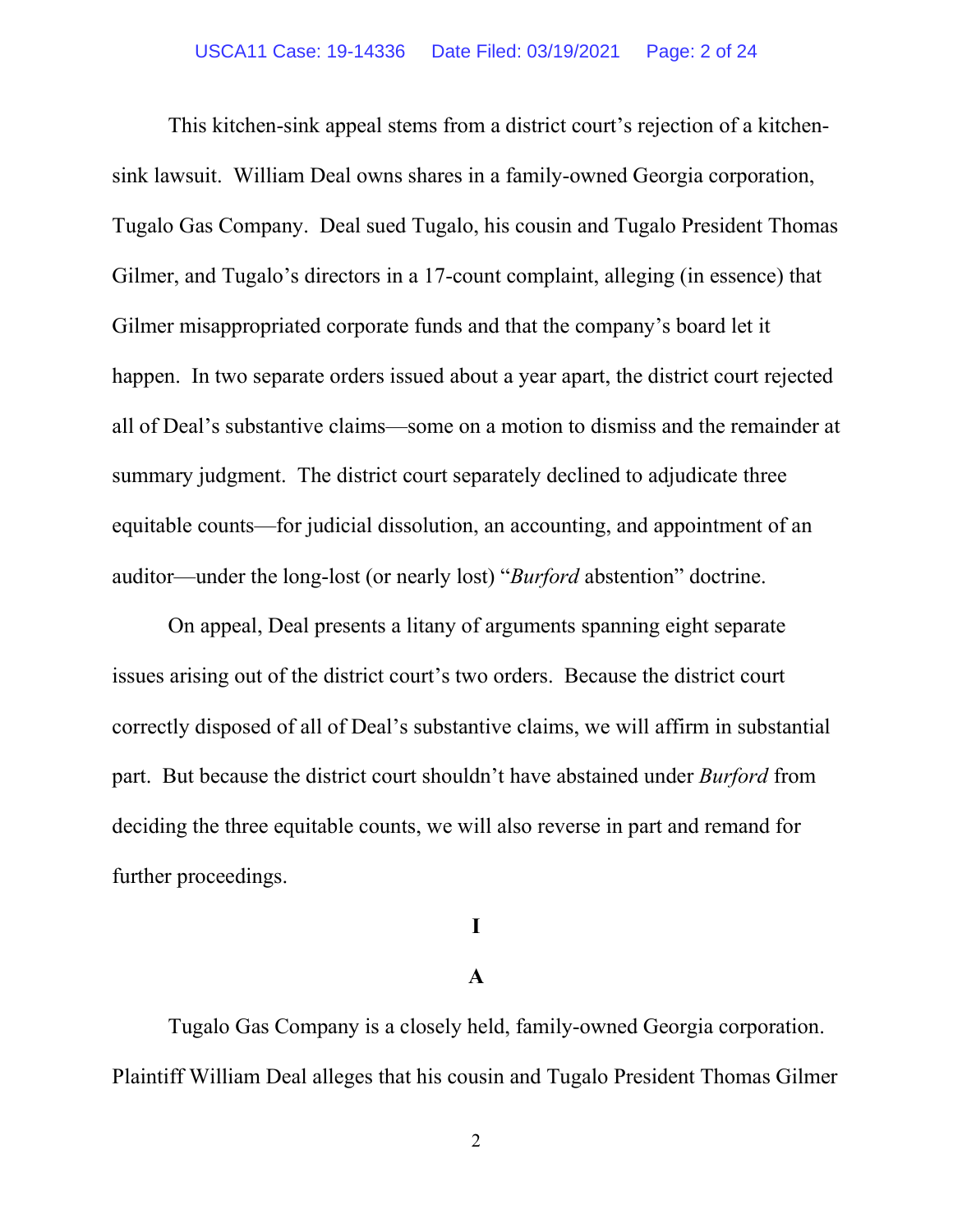This kitchen-sink appeal stems from a district court's rejection of a kitchen-sink lawsuit. William Deal owns shares in a family-owned Georgia corporation, Tugalo Gas Company. Deal sued Tugalo, his cousin and Tugalo President Thomas Gilmer, and Tugalo's directors in a 17-count complaint, alleging (in essence) that Gilmer misappropriated corporate funds and that the company's board let it happen. In two separate orders issued about a year apart, the district court rejected all of Deal's substantive claims—some on a motion to dismiss and the remainder at summary judgment. The district court separately declined to adjudicate three equitable counts—for judicial dissolution, an accounting, and appointment of an auditor—under the long-lost (or nearly lost) "*Burford* abstention" doctrine.

On appeal, Deal presents a litany of arguments spanning eight separate issues arising out of the district court's two orders. Because the district court correctly disposed of all of Deal's substantive claims, we will affirm in substantial part. But because the district court shouldn't have abstained under *Burford* from deciding the three equitable counts, we will also reverse in part and remand for further proceedings.

# I

## A

Tugalo Gas Company is a closely held, family-owned Georgia corporation. Plaintiff William Deal alleges that his cousin and Tugalo President Thomas Gilmer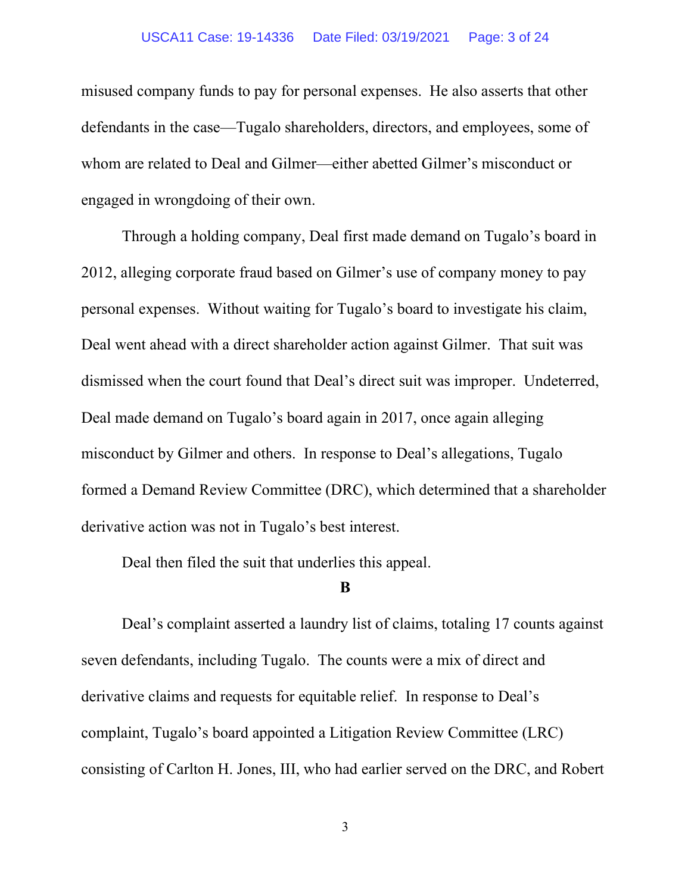misused company funds to pay for personal expenses. He also asserts that other defendants in the case—Tugalo shareholders, directors, and employees, some of whom are related to Deal and Gilmer—either abetted Gilmer's misconduct or engaged in wrongdoing of their own.

Through a holding company, Deal first made demand on Tugalo's board in 2012, alleging corporate fraud based on Gilmer's use of company money to pay personal expenses. Without waiting for Tugalo's board to investigate his claim, Deal went ahead with a direct shareholder action against Gilmer. That suit was dismissed when the court found that Deal's direct suit was improper. Undeterred, Deal made demand on Tugalo's board again in 2017, once again alleging misconduct by Gilmer and others. In response to Deal's allegations, Tugalo formed a Demand Review Committee (DRC), which determined that a shareholder derivative action was not in Tugalo's best interest.

Deal then filed the suit that underlies this appeal.

**B**

Deal's complaint asserted a laundry list of claims, totaling 17 counts against seven defendants, including Tugalo. The counts were a mix of direct and derivative claims and requests for equitable relief. In response to Deal's complaint, Tugalo's board appointed a Litigation Review Committee (LRC) consisting of Carlton H. Jones, III, who had earlier served on the DRC, and Robert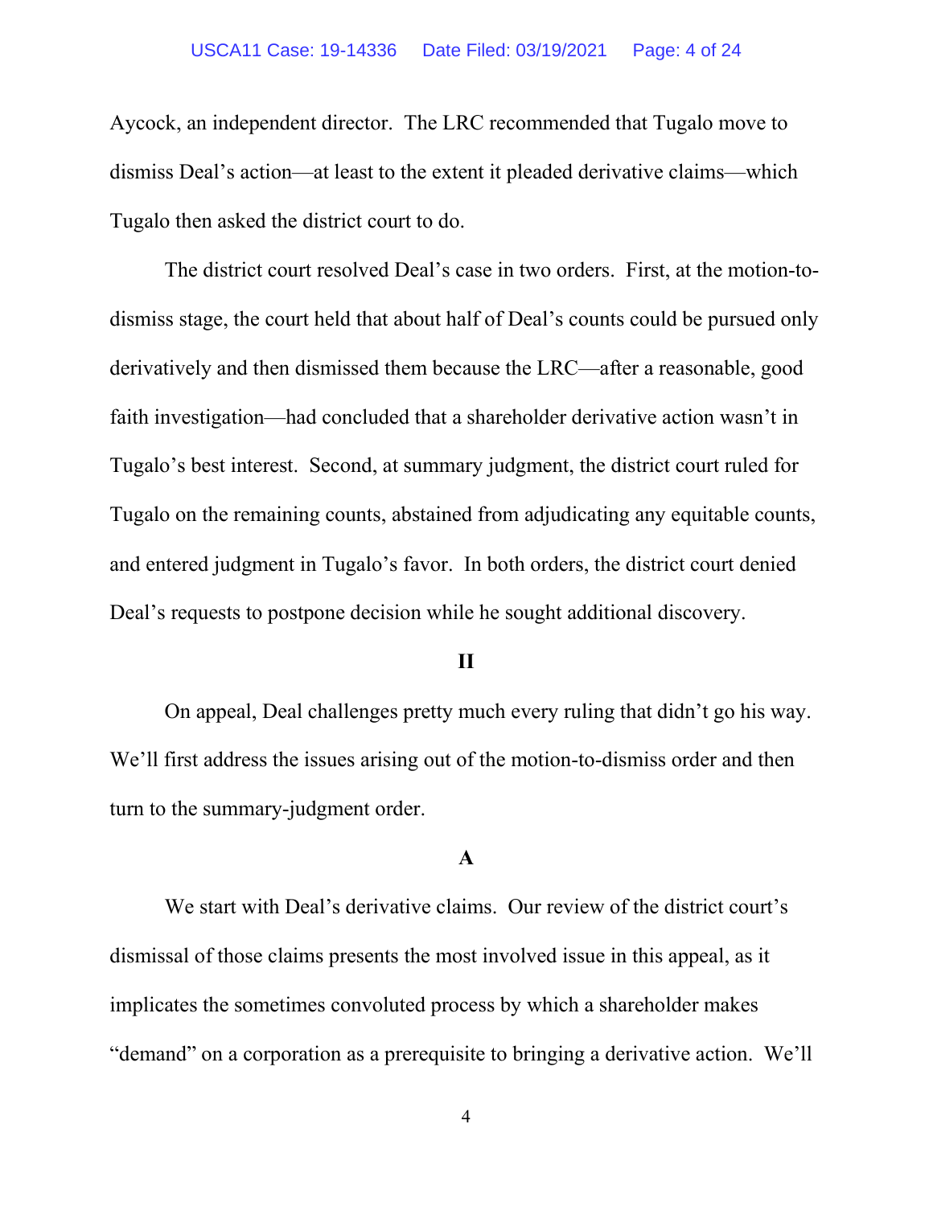Aycock, an independent director. The LRC recommended that Tugalo move to dismiss Deal's action—at least to the extent it pleaded derivative claims—which Tugalo then asked the district court to do.

The district court resolved Deal's case in two orders. First, at the motion-to-dismiss stage, the court held that about half of Deal's counts could be pursued only derivatively and then dismissed them because the LRC—after a reasonable, good faith investigation—had concluded that a shareholder derivative action wasn't in Tugalo's best interest. Second, at summary judgment, the district court ruled for Tugalo on the remaining counts, abstained from adjudicating any equitable counts, and entered judgment in Tugalo's favor. In both orders, the district court denied Deal's requests to postpone decision while he sought additional discovery.

## II

On appeal, Deal challenges pretty much every ruling that didn't go his way. We'll first address the issues arising out of the motion-to-dismiss order and then turn to the summary-judgment order.

### A

We start with Deal's derivative claims. Our review of the district court's dismissal of those claims presents the most involved issue in this appeal, as it implicates the sometimes convoluted process by which a shareholder makes "demand" on a corporation as a prerequisite to bringing a derivative action. We'll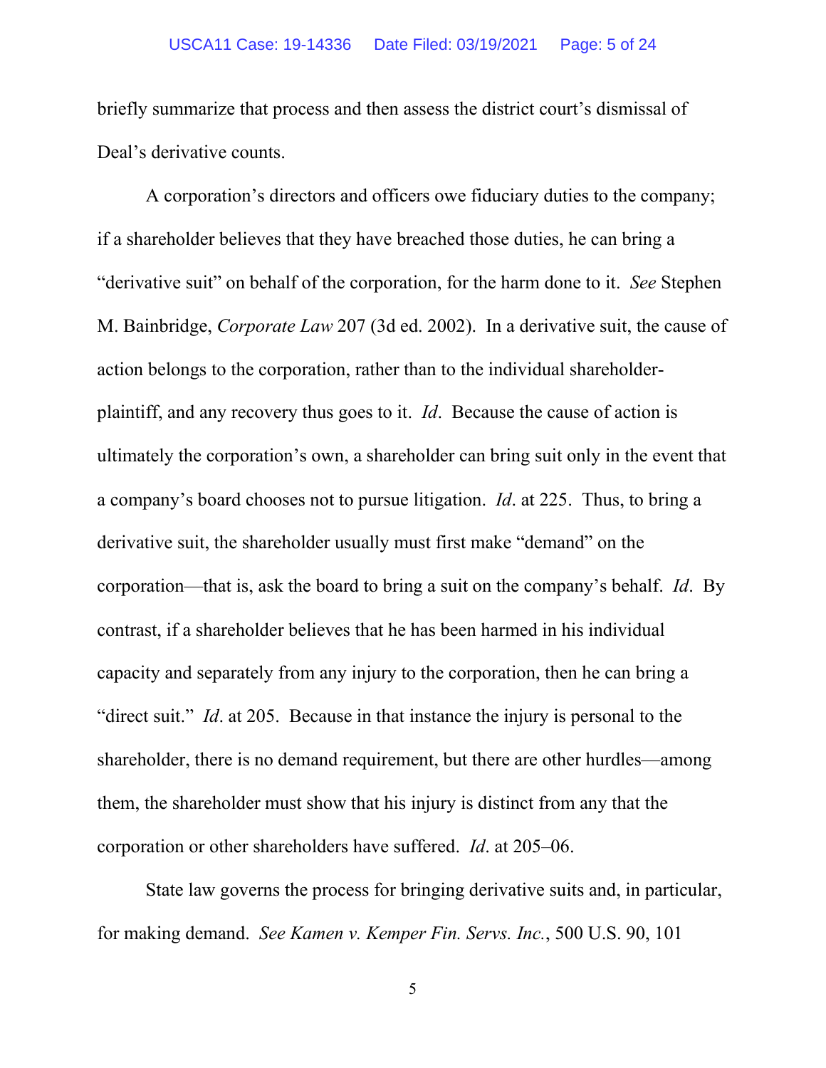briefly summarize that process and then assess the district court's dismissal of Deal's derivative counts.

A corporation's directors and officers owe fiduciary duties to the company; if a shareholder believes that they have breached those duties, he can bring a "derivative suit" on behalf of the corporation, for the harm done to it. *See* Stephen M. Bainbridge, *Corporate Law* 207 (3d ed. 2002). In a derivative suit, the cause of action belongs to the corporation, rather than to the individual shareholder-plaintiff, and any recovery thus goes to it. *Id*. Because the cause of action is ultimately the corporation's own, a shareholder can bring suit only in the event that a company's board chooses not to pursue litigation. *Id*. at 225. Thus, to bring a derivative suit, the shareholder usually must first make "demand" on the corporation—that is, ask the board to bring a suit on the company's behalf. *Id*. By contrast, if a shareholder believes that he has been harmed in his individual capacity and separately from any injury to the corporation, then he can bring a "direct suit." *Id*. at 205. Because in that instance the injury is personal to the shareholder, there is no demand requirement, but there are other hurdles—among them, the shareholder must show that his injury is distinct from any that the corporation or other shareholders have suffered. *Id*. at 205–06.

State law governs the process for bringing derivative suits and, in particular, for making demand. *See Kamen v. Kemper Fin. Servs. Inc.*, 500 U.S. 90, 101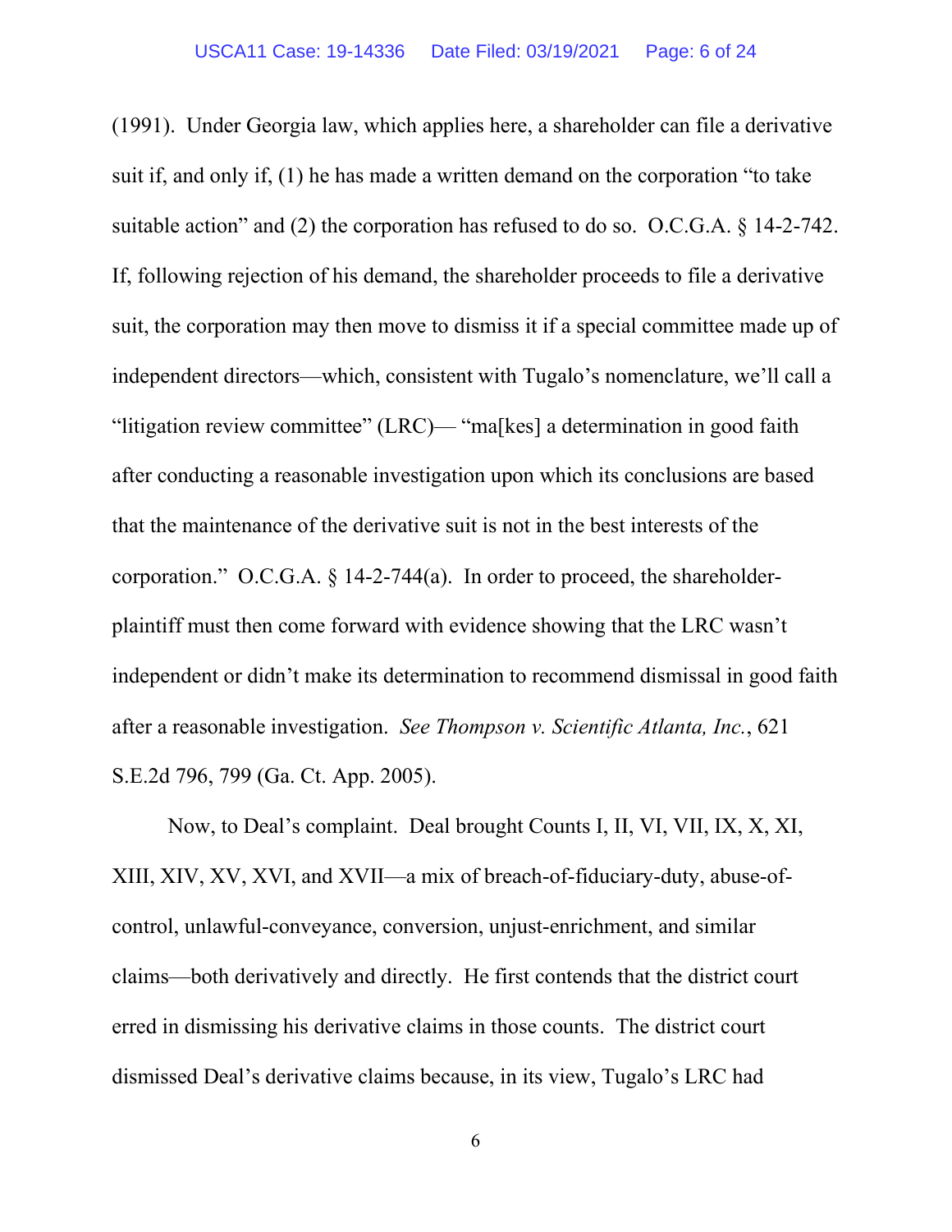(1991). Under Georgia law, which applies here, a shareholder can file a derivative suit if, and only if, (1) he has made a written demand on the corporation "to take suitable action" and (2) the corporation has refused to do so. O.C.G.A. § 14-2-742. If, following rejection of his demand, the shareholder proceeds to file a derivative suit, the corporation may then move to dismiss it if a special committee made up of independent directors—which, consistent with Tugalo's nomenclature, we'll call a "litigation review committee" (LRC)— "ma[kes] a determination in good faith after conducting a reasonable investigation upon which its conclusions are based that the maintenance of the derivative suit is not in the best interests of the corporation." O.C.G.A. § 14-2-744(a). In order to proceed, the shareholder-plaintiff must then come forward with evidence showing that the LRC wasn't independent or didn't make its determination to recommend dismissal in good faith after a reasonable investigation. *See Thompson v. Scientific Atlanta, Inc.*, 621 S.E.2d 796, 799 (Ga. Ct. App. 2005).

Now, to Deal's complaint. Deal brought Counts I, II, VI, VII, IX, X, XI, XIII, XIV, XV, XVI, and XVII—a mix of breach-of-fiduciary-duty, abuse-of-control, unlawful-conveyance, conversion, unjust-enrichment, and similar claims—both derivatively and directly. He first contends that the district court erred in dismissing his derivative claims in those counts. The district court dismissed Deal's derivative claims because, in its view, Tugalo's LRC had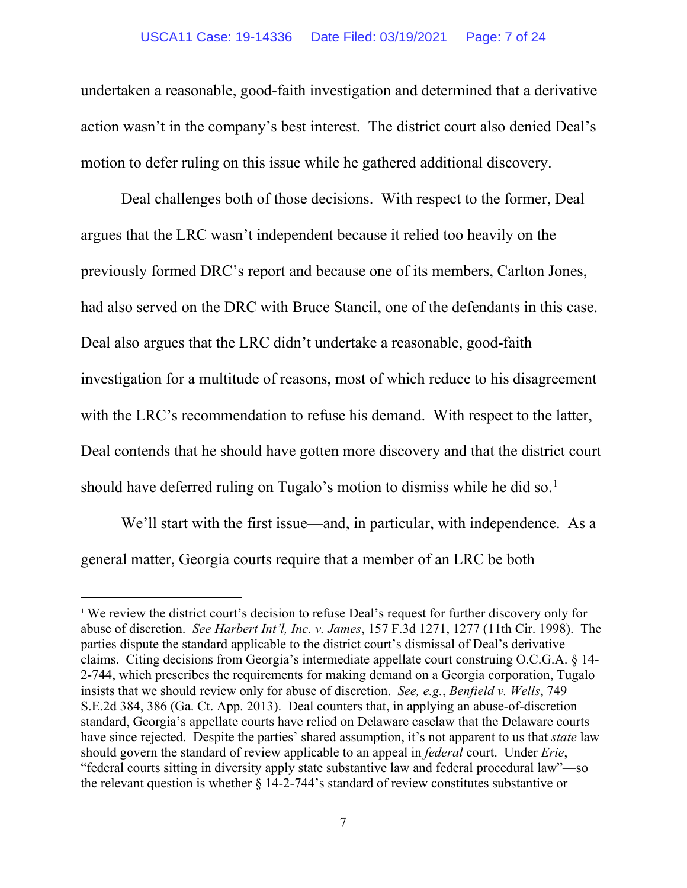undertaken a reasonable, good-faith investigation and determined that a derivative action wasn't in the company's best interest. The district court also denied Deal's motion to defer ruling on this issue while he gathered additional discovery.

Deal challenges both of those decisions. With respect to the former, Deal argues that the LRC wasn't independent because it relied too heavily on the previously formed DRC's report and because one of its members, Carlton Jones, had also served on the DRC with Bruce Stancil, one of the defendants in this case. Deal also argues that the LRC didn't undertake a reasonable, good-faith investigation for a multitude of reasons, most of which reduce to his disagreement with the LRC's recommendation to refuse his demand. With respect to the latter, Deal contends that he should have gotten more discovery and that the district court should have deferred ruling on Tugalo's motion to dismiss while he did so.[1]

We'll start with the first issue—and, in particular, with independence. As a general matter, Georgia courts require that a member of an LRC be both

---

[1] We review the district court's decision to refuse Deal's request for further discovery only for abuse of discretion. *See Harbert Int'l, Inc. v. James*, 157 F.3d 1271, 1277 (11th Cir. 1998). The parties dispute the standard applicable to the district court's dismissal of Deal's derivative claims. Citing decisions from Georgia's intermediate appellate court construing O.C.G.A. § 14-2-744, which prescribes the requirements for making demand on a Georgia corporation, Tugalo insists that we should review only for abuse of discretion. *See, e.g.*, *Benfield v. Wells*, 749 S.E.2d 384, 386 (Ga. Ct. App. 2013). Deal counters that, in applying an abuse-of-discretion standard, Georgia's appellate courts have relied on Delaware caselaw that the Delaware courts have since rejected. Despite the parties' shared assumption, it's not apparent to us that *state* law should govern the standard of review applicable to an appeal in *federal* court. Under *Erie*, "federal courts sitting in diversity apply state substantive law and federal procedural law"—so the relevant question is whether § 14-2-744's standard of review constitutes substantive or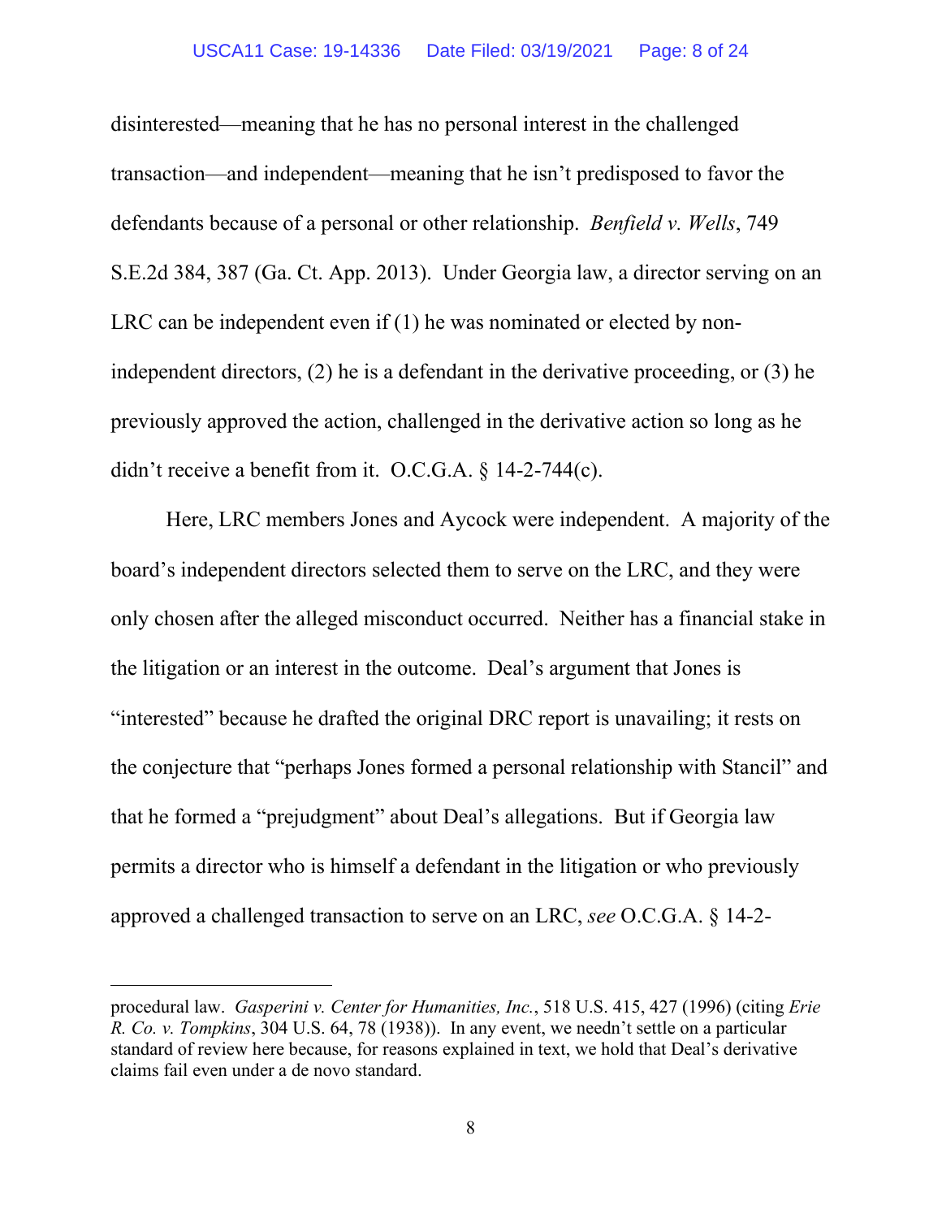disinterested—meaning that he has no personal interest in the challenged transaction—and independent—meaning that he isn't predisposed to favor the defendants because of a personal or other relationship. *Benfield v. Wells*, 749 S.E.2d 384, 387 (Ga. Ct. App. 2013). Under Georgia law, a director serving on an LRC can be independent even if (1) he was nominated or elected by non-independent directors, (2) he is a defendant in the derivative proceeding, or (3) he previously approved the action, challenged in the derivative action so long as he didn't receive a benefit from it. O.C.G.A. § 14-2-744(c).

Here, LRC members Jones and Aycock were independent. A majority of the board's independent directors selected them to serve on the LRC, and they were only chosen after the alleged misconduct occurred. Neither has a financial stake in the litigation or an interest in the outcome. Deal's argument that Jones is "interested" because he drafted the original DRC report is unavailing; it rests on the conjecture that "perhaps Jones formed a personal relationship with Stancil" and that he formed a "prejudgment" about Deal's allegations. But if Georgia law permits a director who is himself a defendant in the litigation or who previously approved a challenged transaction to serve on an LRC, *see* O.C.G.A. § 14-2-

---

procedural law. *Gasperini v. Center for Humanities, Inc.*, 518 U.S. 415, 427 (1996) (citing *Erie R. Co. v. Tompkins*, 304 U.S. 64, 78 (1938)). In any event, we needn't settle on a particular standard of review here because, for reasons explained in text, we hold that Deal's derivative claims fail even under a de novo standard.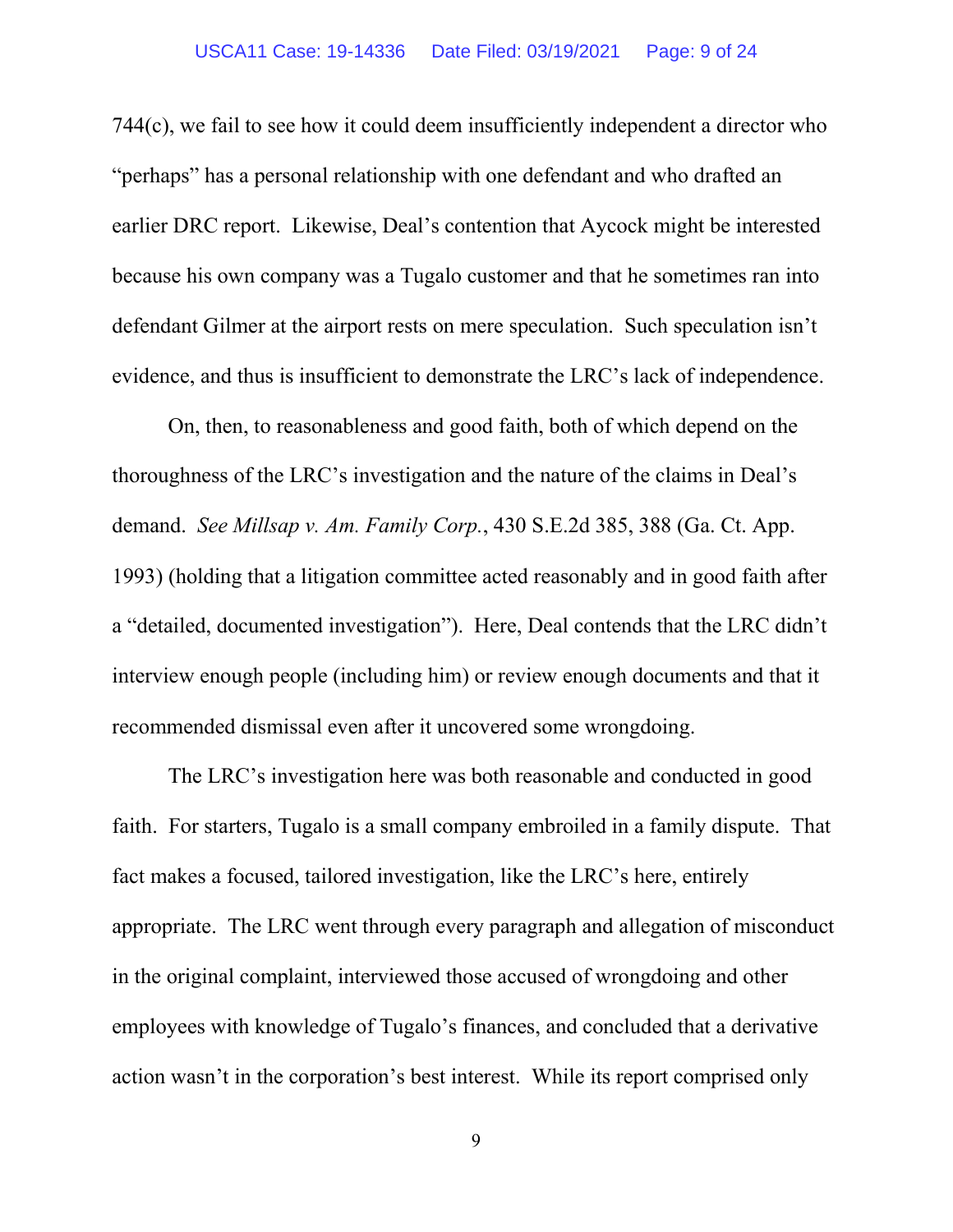744(c), we fail to see how it could deem insufficiently independent a director who "perhaps" has a personal relationship with one defendant and who drafted an earlier DRC report. Likewise, Deal's contention that Aycock might be interested because his own company was a Tugalo customer and that he sometimes ran into defendant Gilmer at the airport rests on mere speculation. Such speculation isn't evidence, and thus is insufficient to demonstrate the LRC's lack of independence.

On, then, to reasonableness and good faith, both of which depend on the thoroughness of the LRC's investigation and the nature of the claims in Deal's demand. *See Millsap v. Am. Family Corp.*, 430 S.E.2d 385, 388 (Ga. Ct. App. 1993) (holding that a litigation committee acted reasonably and in good faith after a "detailed, documented investigation"). Here, Deal contends that the LRC didn't interview enough people (including him) or review enough documents and that it recommended dismissal even after it uncovered some wrongdoing.

The LRC's investigation here was both reasonable and conducted in good faith. For starters, Tugalo is a small company embroiled in a family dispute. That fact makes a focused, tailored investigation, like the LRC's here, entirely appropriate. The LRC went through every paragraph and allegation of misconduct in the original complaint, interviewed those accused of wrongdoing and other employees with knowledge of Tugalo's finances, and concluded that a derivative action wasn't in the corporation's best interest. While its report comprised only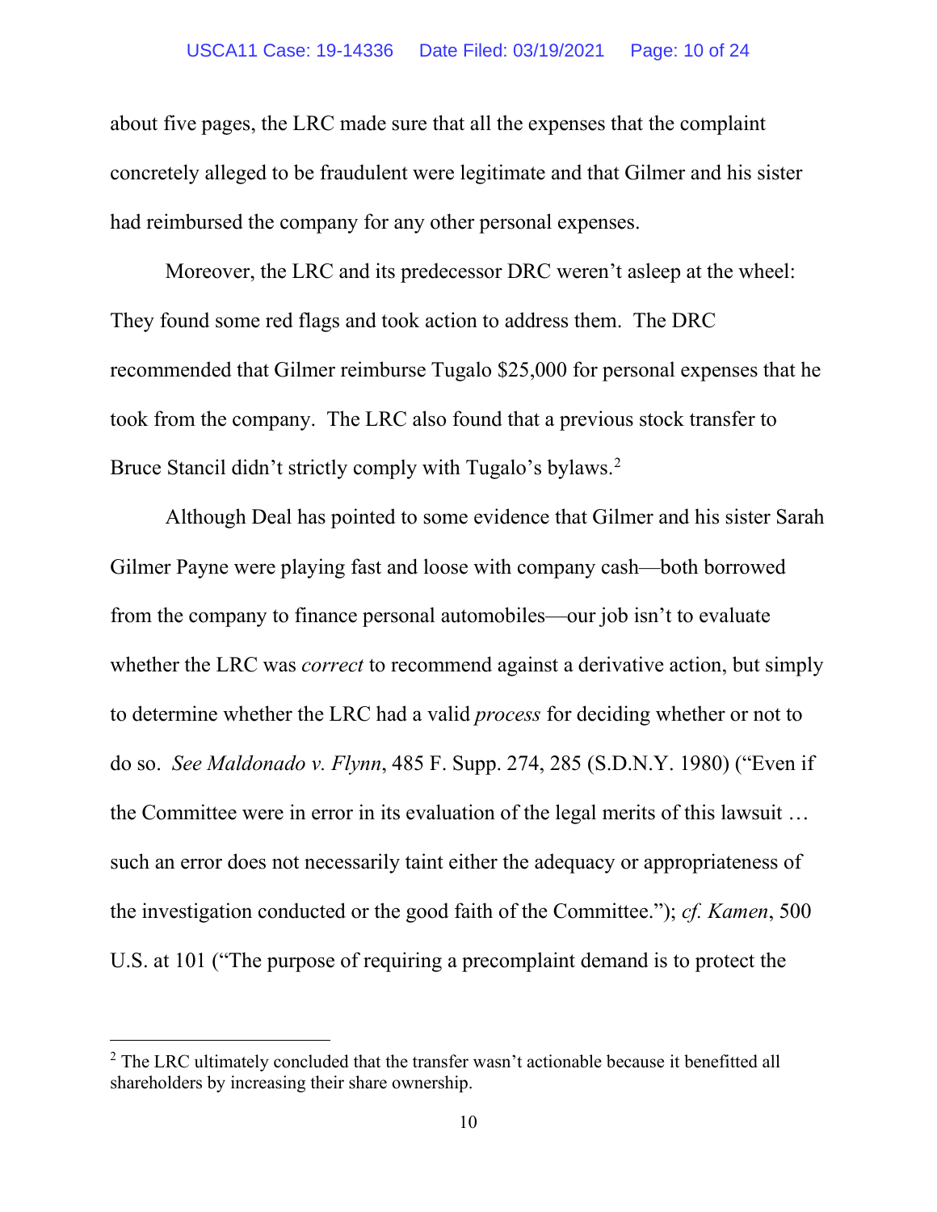about five pages, the LRC made sure that all the expenses that the complaint concretely alleged to be fraudulent were legitimate and that Gilmer and his sister had reimbursed the company for any other personal expenses.

Moreover, the LRC and its predecessor DRC weren't asleep at the wheel: They found some red flags and took action to address them. The DRC recommended that Gilmer reimburse Tugalo $25,000 for personal expenses that he took from the company. The LRC also found that a previous stock transfer to Bruce Stancil didn't strictly comply with Tugalo's bylaws.[2]

Although Deal has pointed to some evidence that Gilmer and his sister Sarah Gilmer Payne were playing fast and loose with company cash—both borrowed from the company to finance personal automobiles—our job isn't to evaluate whether the LRC was *correct* to recommend against a derivative action, but simply to determine whether the LRC had a valid *process* for deciding whether or not to do so. *See Maldonado v. Flynn*, 485 F. Supp. 274, 285 (S.D.N.Y. 1980) ("Even if the Committee were in error in its evaluation of the legal merits of this lawsuit … such an error does not necessarily taint either the adequacy or appropriateness of the investigation conducted or the good faith of the Committee."); *cf. Kamen*, 500 U.S. at 101 ("The purpose of requiring a precomplaint demand is to protect the

[2] The LRC ultimately concluded that the transfer wasn't actionable because it benefitted all shareholders by increasing their share ownership.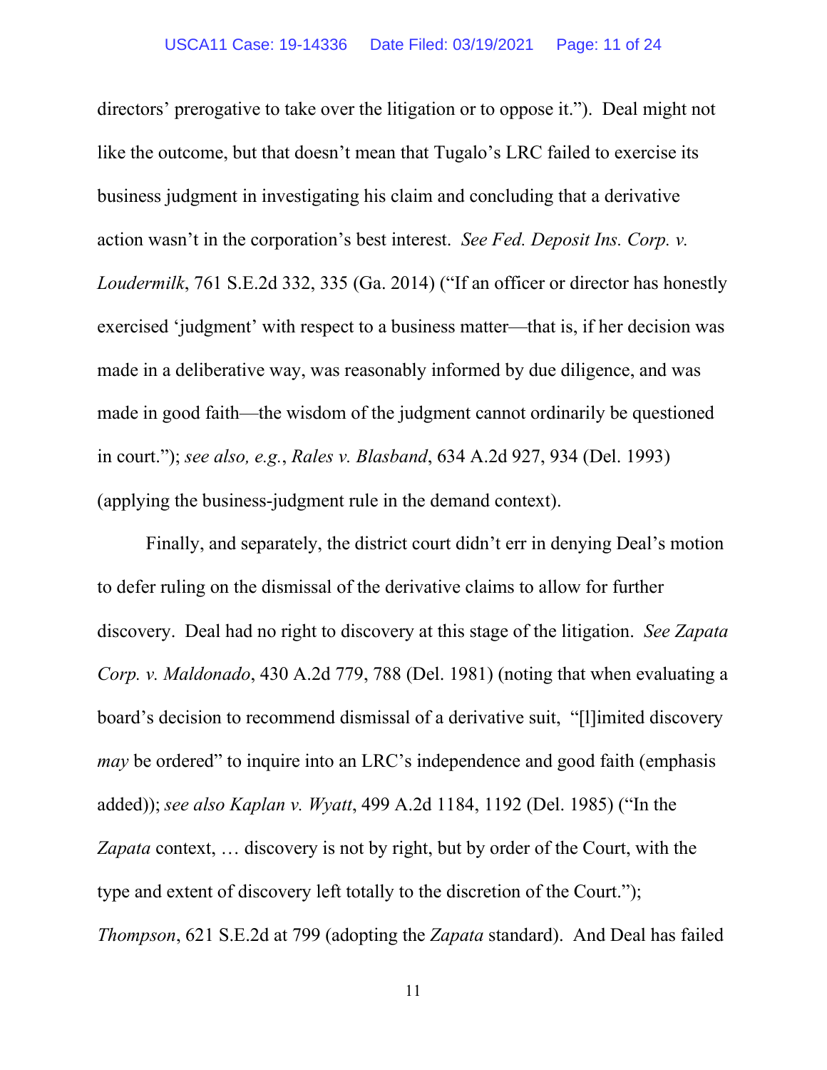directors' prerogative to take over the litigation or to oppose it."). Deal might not like the outcome, but that doesn't mean that Tugalo's LRC failed to exercise its business judgment in investigating his claim and concluding that a derivative action wasn't in the corporation's best interest. *See Fed. Deposit Ins. Corp. v. Loudermilk*, 761 S.E.2d 332, 335 (Ga. 2014) ("If an officer or director has honestly exercised 'judgment' with respect to a business matter—that is, if her decision was made in a deliberative way, was reasonably informed by due diligence, and was made in good faith—the wisdom of the judgment cannot ordinarily be questioned in court."); *see also, e.g.*, *Rales v. Blasband*, 634 A.2d 927, 934 (Del. 1993) (applying the business-judgment rule in the demand context).

Finally, and separately, the district court didn't err in denying Deal's motion to defer ruling on the dismissal of the derivative claims to allow for further discovery. Deal had no right to discovery at this stage of the litigation. *See Zapata Corp. v. Maldonado*, 430 A.2d 779, 788 (Del. 1981) (noting that when evaluating a board's decision to recommend dismissal of a derivative suit, "[l]imited discovery *may* be ordered" to inquire into an LRC's independence and good faith (emphasis added)); *see also Kaplan v. Wyatt*, 499 A.2d 1184, 1192 (Del. 1985) ("In the *Zapata* context, … discovery is not by right, but by order of the Court, with the type and extent of discovery left totally to the discretion of the Court."); *Thompson*, 621 S.E.2d at 799 (adopting the *Zapata* standard). And Deal has failed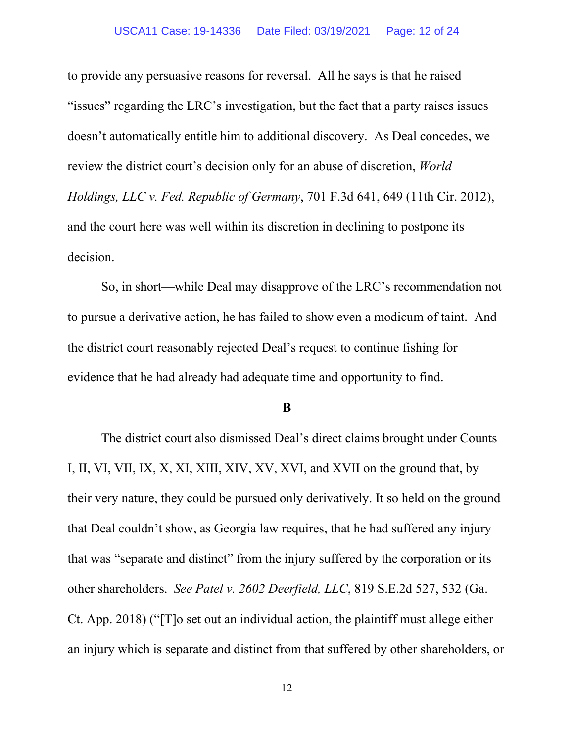to provide any persuasive reasons for reversal. All he says is that he raised "issues" regarding the LRC's investigation, but the fact that a party raises issues doesn't automatically entitle him to additional discovery. As Deal concedes, we review the district court's decision only for an abuse of discretion, *World Holdings, LLC v. Fed. Republic of Germany*, 701 F.3d 641, 649 (11th Cir. 2012), and the court here was well within its discretion in declining to postpone its decision.

So, in short—while Deal may disapprove of the LRC's recommendation not to pursue a derivative action, he has failed to show even a modicum of taint. And the district court reasonably rejected Deal's request to continue fishing for evidence that he had already had adequate time and opportunity to find.

## B

The district court also dismissed Deal's direct claims brought under Counts I, II, VI, VII, IX, X, XI, XIII, XIV, XV, XVI, and XVII on the ground that, by their very nature, they could be pursued only derivatively. It so held on the ground that Deal couldn't show, as Georgia law requires, that he had suffered any injury that was "separate and distinct" from the injury suffered by the corporation or its other shareholders. *See Patel v. 2602 Deerfield, LLC*, 819 S.E.2d 527, 532 (Ga. Ct. App. 2018) ("[T]o set out an individual action, the plaintiff must allege either an injury which is separate and distinct from that suffered by other shareholders, or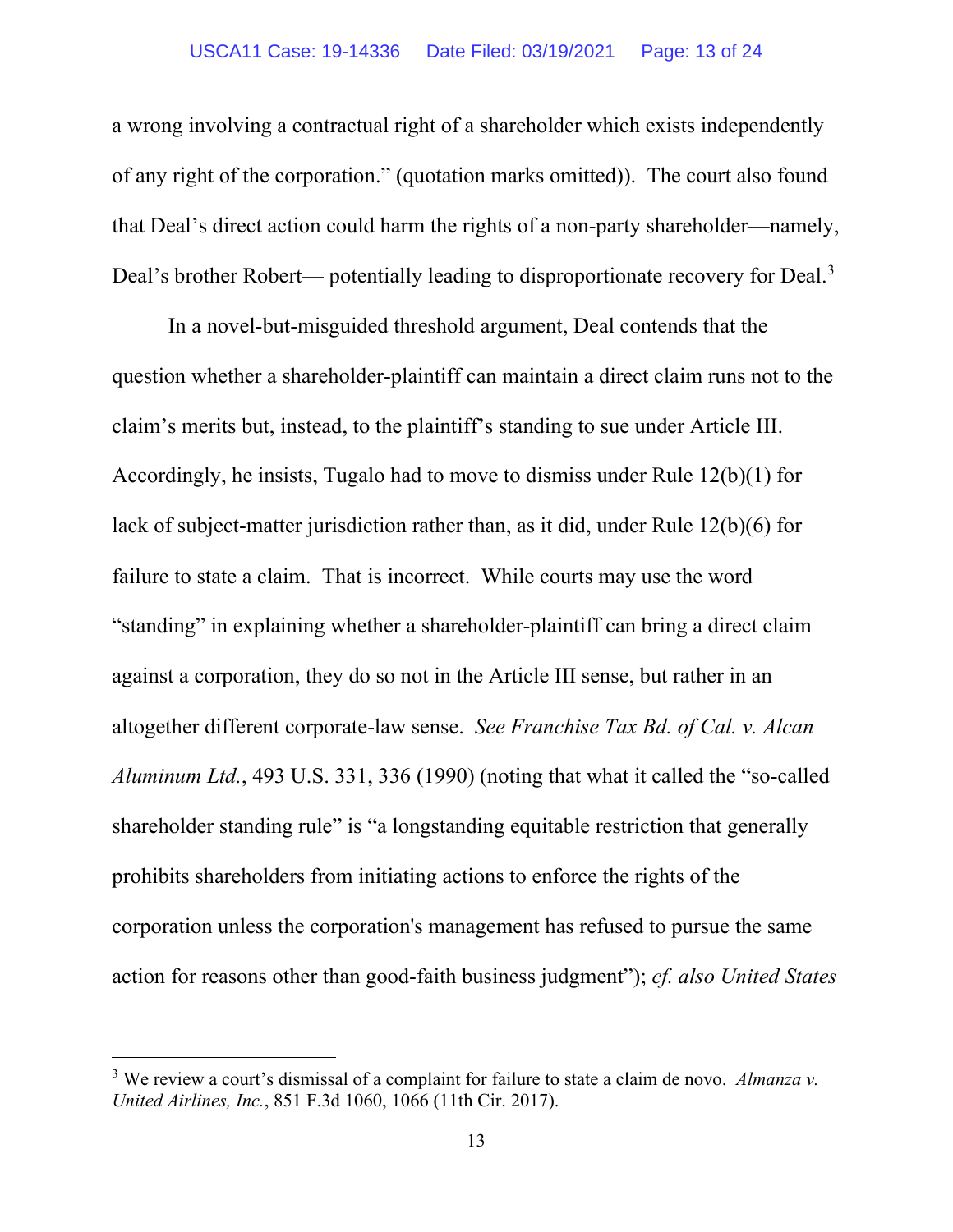a wrong involving a contractual right of a shareholder which exists independently of any right of the corporation." (quotation marks omitted)). The court also found that Deal's direct action could harm the rights of a non-party shareholder—namely, Deal's brother Robert— potentially leading to disproportionate recovery for Deal.[3]

In a novel-but-misguided threshold argument, Deal contends that the question whether a shareholder-plaintiff can maintain a direct claim runs not to the claim's merits but, instead, to the plaintiff's standing to sue under Article III. Accordingly, he insists, Tugalo had to move to dismiss under Rule 12(b)(1) for lack of subject-matter jurisdiction rather than, as it did, under Rule 12(b)(6) for failure to state a claim. That is incorrect. While courts may use the word "standing" in explaining whether a shareholder-plaintiff can bring a direct claim against a corporation, they do so not in the Article III sense, but rather in an altogether different corporate-law sense. *See Franchise Tax Bd. of Cal. v. Alcan Aluminum Ltd.*, 493 U.S. 331, 336 (1990) (noting that what it called the "so-called shareholder standing rule" is "a longstanding equitable restriction that generally prohibits shareholders from initiating actions to enforce the rights of the corporation unless the corporation's management has refused to pursue the same action for reasons other than good-faith business judgment"); *cf. also United States*

---

[3] We review a court's dismissal of a complaint for failure to state a claim de novo. *Almanza v. United Airlines, Inc.*, 851 F.3d 1060, 1066 (11th Cir. 2017).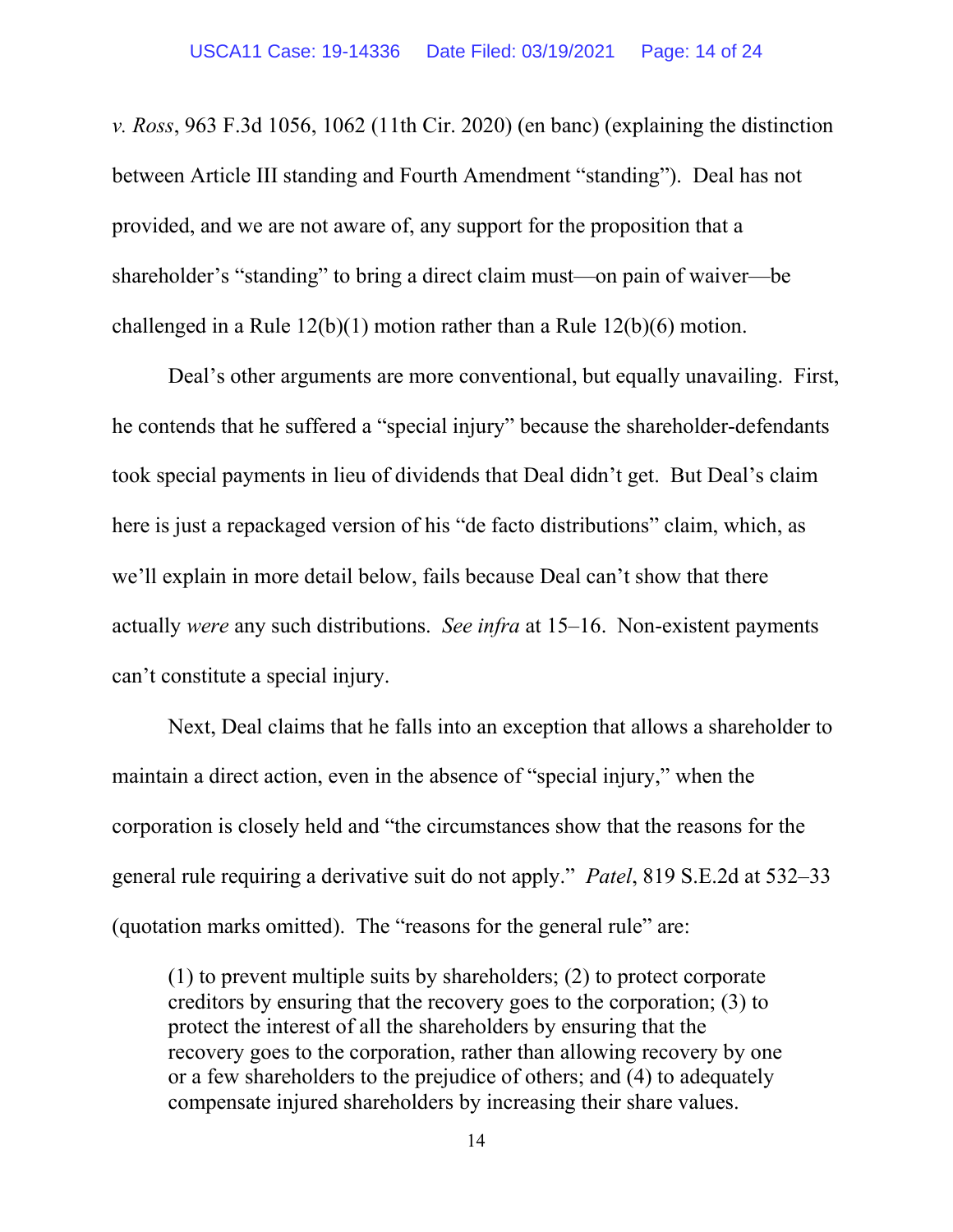*v. Ross*, 963 F.3d 1056, 1062 (11th Cir. 2020) (en banc) (explaining the distinction between Article III standing and Fourth Amendment "standing"). Deal has not provided, and we are not aware of, any support for the proposition that a shareholder's "standing" to bring a direct claim must—on pain of waiver—be challenged in a Rule 12(b)(1) motion rather than a Rule 12(b)(6) motion.

Deal's other arguments are more conventional, but equally unavailing. First, he contends that he suffered a "special injury" because the shareholder-defendants took special payments in lieu of dividends that Deal didn't get. But Deal's claim here is just a repackaged version of his "de facto distributions" claim, which, as we'll explain in more detail below, fails because Deal can't show that there actually *were* any such distributions. *See infra* at 15–16. Non-existent payments can't constitute a special injury.

Next, Deal claims that he falls into an exception that allows a shareholder to maintain a direct action, even in the absence of "special injury," when the corporation is closely held and "the circumstances show that the reasons for the general rule requiring a derivative suit do not apply." *Patel*, 819 S.E.2d at 532–33 (quotation marks omitted). The "reasons for the general rule" are:

> (1) to prevent multiple suits by shareholders; (2) to protect corporate creditors by ensuring that the recovery goes to the corporation; (3) to protect the interest of all the shareholders by ensuring that the recovery goes to the corporation, rather than allowing recovery by one or a few shareholders to the prejudice of others; and (4) to adequately compensate injured shareholders by increasing their share values.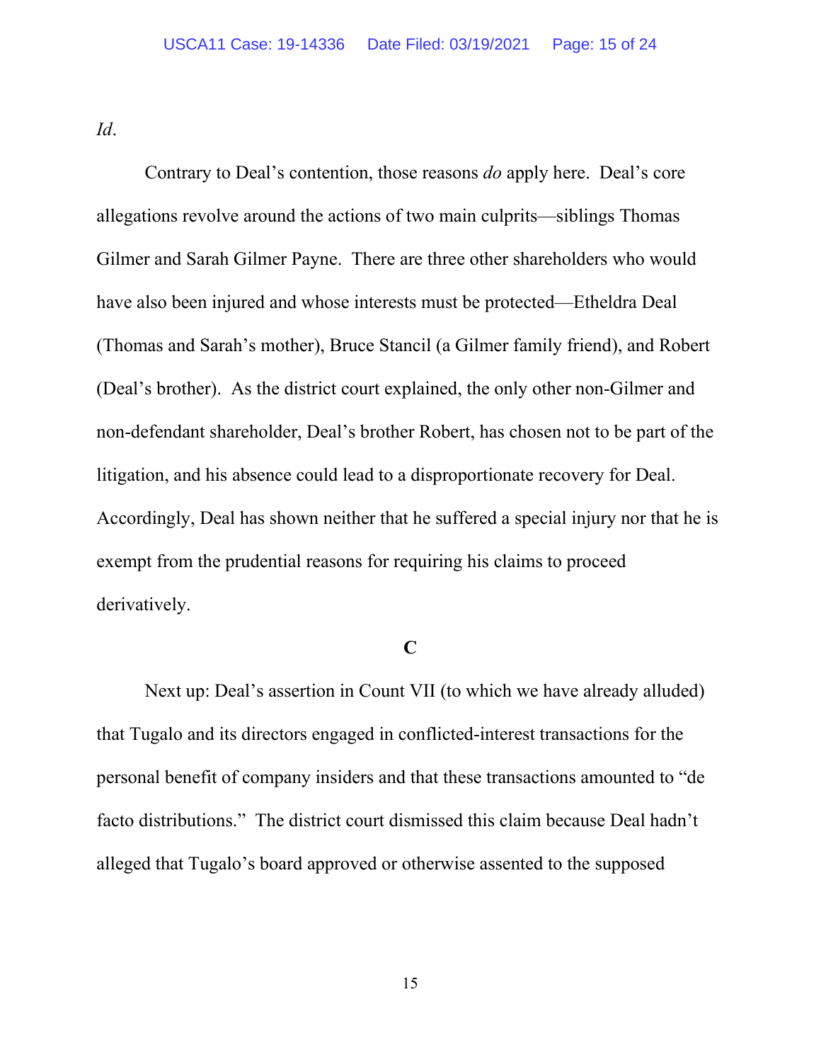*Id*.

Contrary to Deal's contention, those reasons *do* apply here. Deal's core allegations revolve around the actions of two main culprits—siblings Thomas Gilmer and Sarah Gilmer Payne. There are three other shareholders who would have also been injured and whose interests must be protected—Etheldra Deal (Thomas and Sarah's mother), Bruce Stancil (a Gilmer family friend), and Robert (Deal's brother). As the district court explained, the only other non-Gilmer and non-defendant shareholder, Deal's brother Robert, has chosen not to be part of the litigation, and his absence could lead to a disproportionate recovery for Deal. Accordingly, Deal has shown neither that he suffered a special injury nor that he is exempt from the prudential reasons for requiring his claims to proceed derivatively.

### C

Next up: Deal's assertion in Count VII (to which we have already alluded) that Tugalo and its directors engaged in conflicted-interest transactions for the personal benefit of company insiders and that these transactions amounted to "de facto distributions." The district court dismissed this claim because Deal hadn't alleged that Tugalo's board approved or otherwise assented to the supposed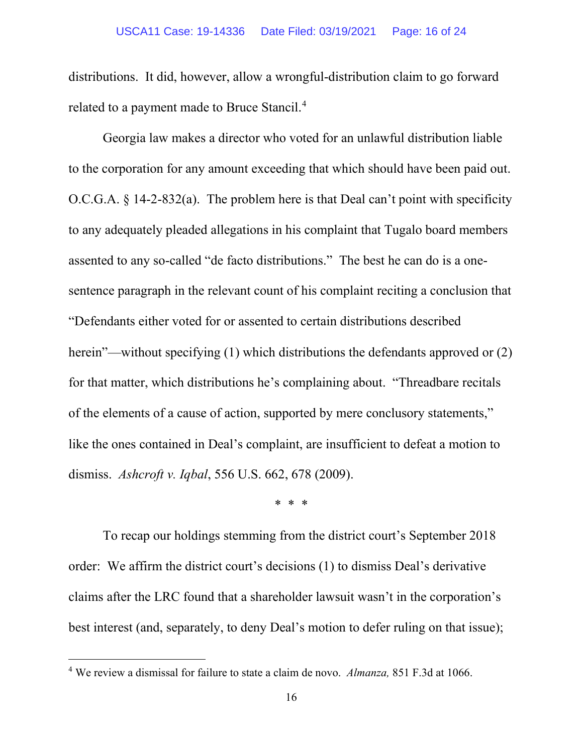distributions. It did, however, allow a wrongful-distribution claim to go forward related to a payment made to Bruce Stancil.[4]

Georgia law makes a director who voted for an unlawful distribution liable to the corporation for any amount exceeding that which should have been paid out. O.C.G.A. § 14-2-832(a). The problem here is that Deal can't point with specificity to any adequately pleaded allegations in his complaint that Tugalo board members assented to any so-called "de facto distributions." The best he can do is a one-sentence paragraph in the relevant count of his complaint reciting a conclusion that "Defendants either voted for or assented to certain distributions described herein"—without specifying (1) which distributions the defendants approved or (2) for that matter, which distributions he's complaining about. "Threadbare recitals of the elements of a cause of action, supported by mere conclusory statements," like the ones contained in Deal's complaint, are insufficient to defeat a motion to dismiss. *Ashcroft v. Iqbal*, 556 U.S. 662, 678 (2009).

\* \* \*

To recap our holdings stemming from the district court's September 2018 order: We affirm the district court's decisions (1) to dismiss Deal's derivative claims after the LRC found that a shareholder lawsuit wasn't in the corporation's best interest (and, separately, to deny Deal's motion to defer ruling on that issue);

[4] We review a dismissal for failure to state a claim de novo. *Almanza,* 851 F.3d at 1066.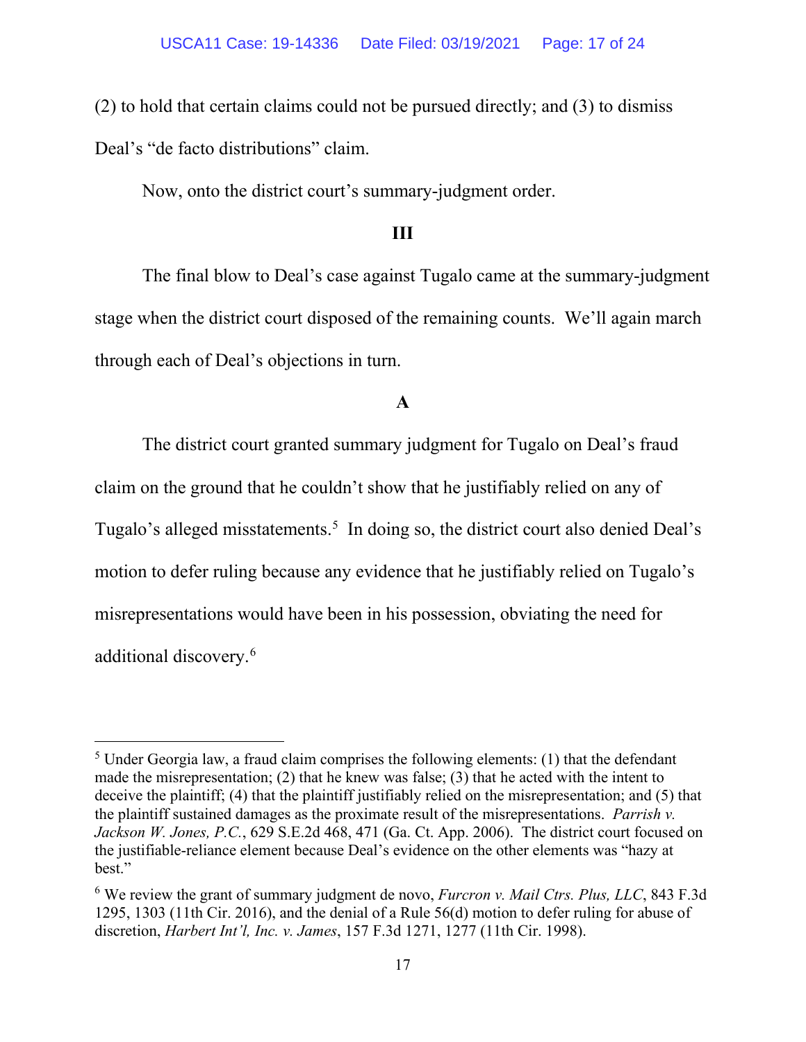(2) to hold that certain claims could not be pursued directly; and (3) to dismiss Deal's "de facto distributions" claim.

Now, onto the district court's summary-judgment order.

## III

The final blow to Deal's case against Tugalo came at the summary-judgment stage when the district court disposed of the remaining counts. We'll again march through each of Deal's objections in turn.

### A

The district court granted summary judgment for Tugalo on Deal's fraud claim on the ground that he couldn't show that he justifiably relied on any of Tugalo's alleged misstatements.[5] In doing so, the district court also denied Deal's motion to defer ruling because any evidence that he justifiably relied on Tugalo's misrepresentations would have been in his possession, obviating the need for additional discovery.[6]

---

[5] Under Georgia law, a fraud claim comprises the following elements: (1) that the defendant made the misrepresentation; (2) that he knew was false; (3) that he acted with the intent to deceive the plaintiff; (4) that the plaintiff justifiably relied on the misrepresentation; and (5) that the plaintiff sustained damages as the proximate result of the misrepresentations. *Parrish v. Jackson W. Jones, P.C.*, 629 S.E.2d 468, 471 (Ga. Ct. App. 2006). The district court focused on the justifiable-reliance element because Deal's evidence on the other elements was "hazy at best."

[6] We review the grant of summary judgment de novo, *Furcron v. Mail Ctrs. Plus, LLC*, 843 F.3d 1295, 1303 (11th Cir. 2016), and the denial of a Rule 56(d) motion to defer ruling for abuse of discretion, *Harbert Int'l, Inc. v. James*, 157 F.3d 1271, 1277 (11th Cir. 1998).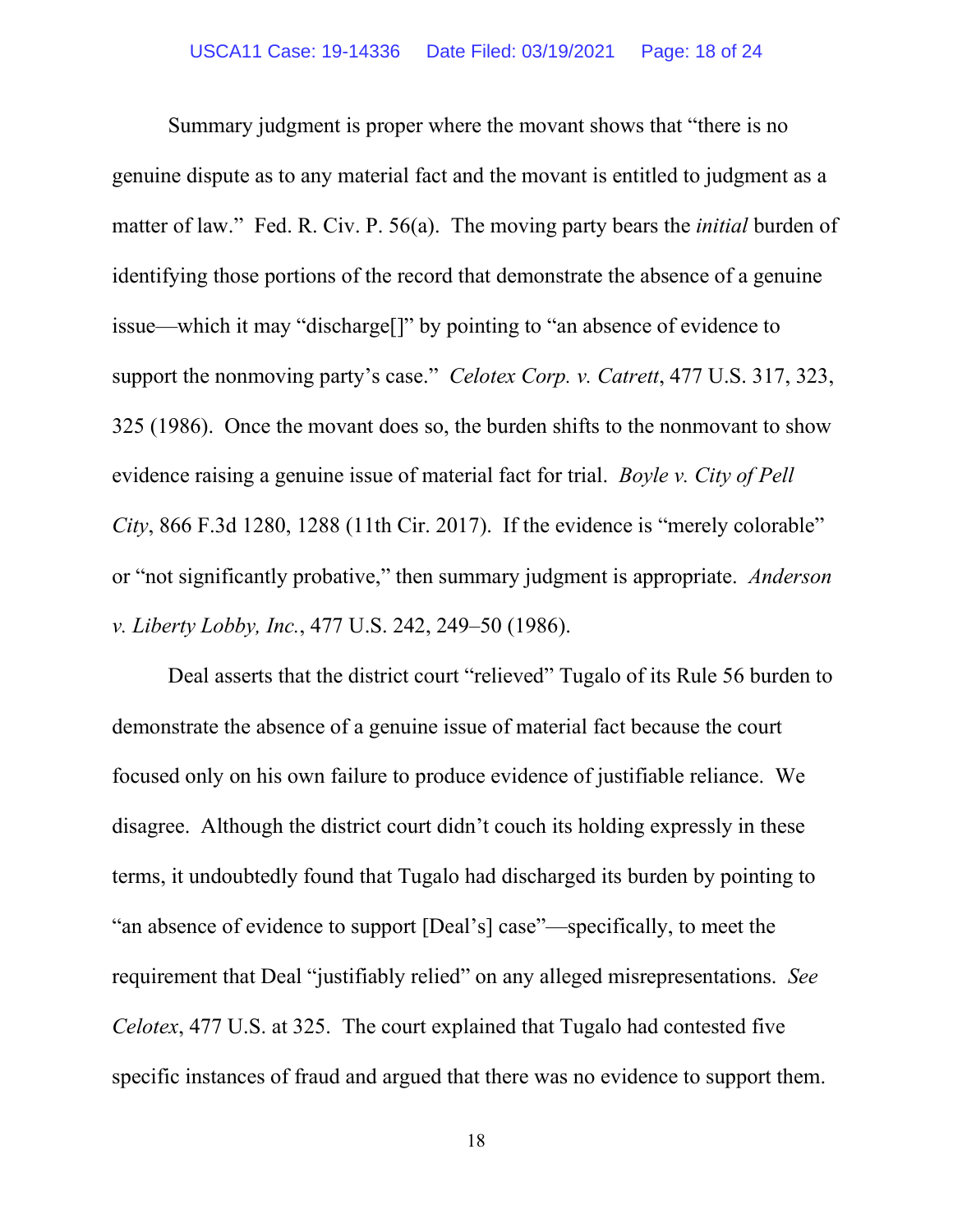Summary judgment is proper where the movant shows that "there is no genuine dispute as to any material fact and the movant is entitled to judgment as a matter of law." Fed. R. Civ. P. 56(a). The moving party bears the *initial* burden of identifying those portions of the record that demonstrate the absence of a genuine issue—which it may "discharge[]" by pointing to "an absence of evidence to support the nonmoving party's case." *Celotex Corp. v. Catrett*, 477 U.S. 317, 323, 325 (1986). Once the movant does so, the burden shifts to the nonmovant to show evidence raising a genuine issue of material fact for trial. *Boyle v. City of Pell City*, 866 F.3d 1280, 1288 (11th Cir. 2017). If the evidence is "merely colorable" or "not significantly probative," then summary judgment is appropriate. *Anderson v. Liberty Lobby, Inc.*, 477 U.S. 242, 249–50 (1986).

Deal asserts that the district court "relieved" Tugalo of its Rule 56 burden to demonstrate the absence of a genuine issue of material fact because the court focused only on his own failure to produce evidence of justifiable reliance. We disagree. Although the district court didn't couch its holding expressly in these terms, it undoubtedly found that Tugalo had discharged its burden by pointing to "an absence of evidence to support [Deal's] case"—specifically, to meet the requirement that Deal "justifiably relied" on any alleged misrepresentations. *See Celotex*, 477 U.S. at 325. The court explained that Tugalo had contested five specific instances of fraud and argued that there was no evidence to support them.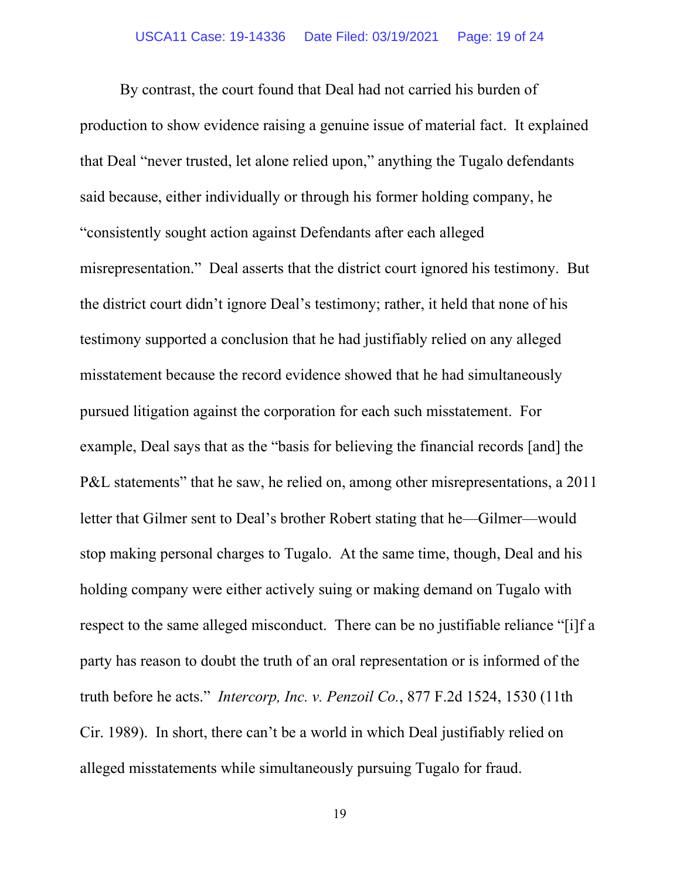By contrast, the court found that Deal had not carried his burden of production to show evidence raising a genuine issue of material fact. It explained that Deal "never trusted, let alone relied upon," anything the Tugalo defendants said because, either individually or through his former holding company, he "consistently sought action against Defendants after each alleged misrepresentation." Deal asserts that the district court ignored his testimony. But the district court didn't ignore Deal's testimony; rather, it held that none of his testimony supported a conclusion that he had justifiably relied on any alleged misstatement because the record evidence showed that he had simultaneously pursued litigation against the corporation for each such misstatement. For example, Deal says that as the "basis for believing the financial records [and] the P&L statements" that he saw, he relied on, among other misrepresentations, a 2011 letter that Gilmer sent to Deal's brother Robert stating that he—Gilmer—would stop making personal charges to Tugalo. At the same time, though, Deal and his holding company were either actively suing or making demand on Tugalo with respect to the same alleged misconduct. There can be no justifiable reliance "[i]f a party has reason to doubt the truth of an oral representation or is informed of the truth before he acts." *Intercorp, Inc. v. Penzoil Co.*, 877 F.2d 1524, 1530 (11th Cir. 1989). In short, there can't be a world in which Deal justifiably relied on alleged misstatements while simultaneously pursuing Tugalo for fraud.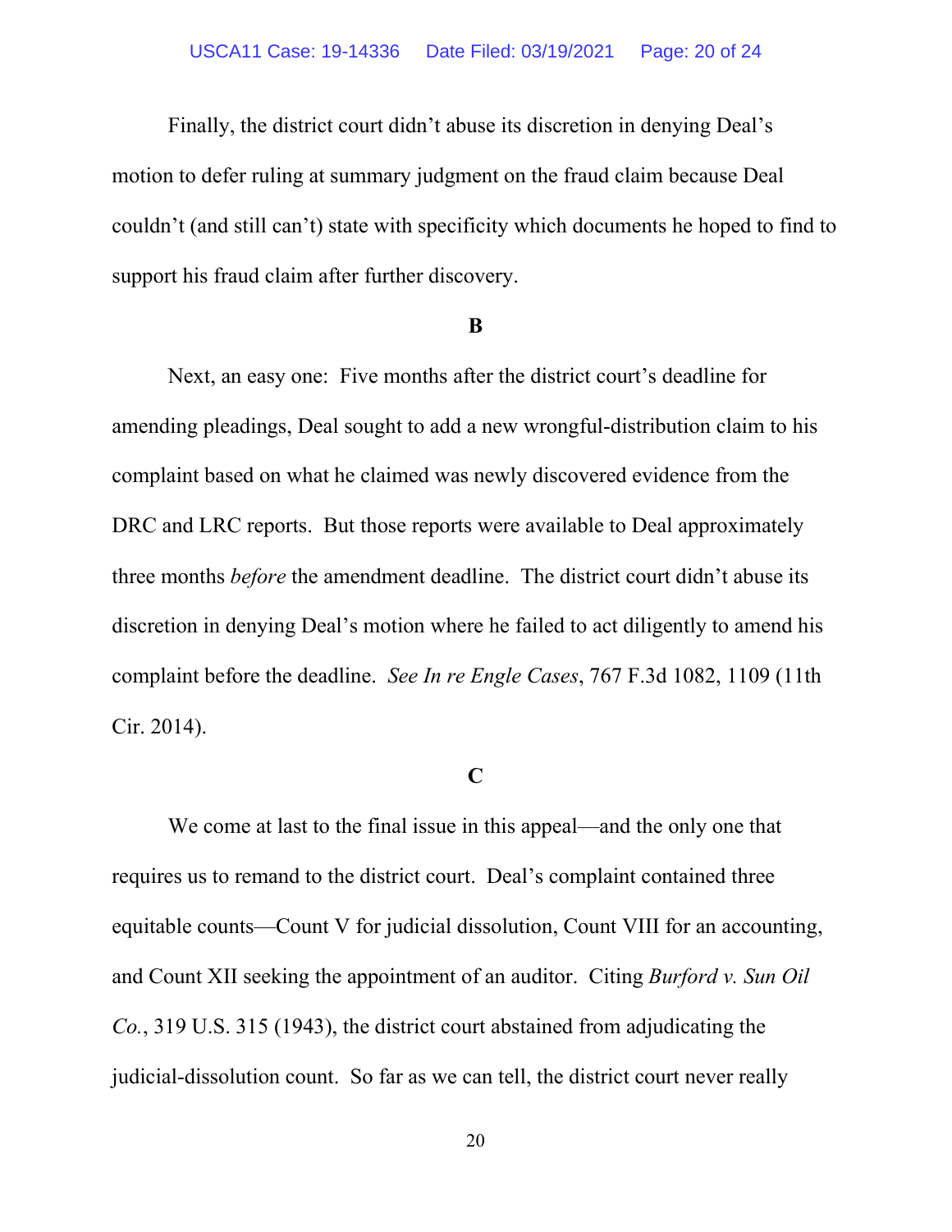Finally, the district court didn't abuse its discretion in denying Deal's motion to defer ruling at summary judgment on the fraud claim because Deal couldn't (and still can't) state with specificity which documents he hoped to find to support his fraud claim after further discovery.

**B**

Next, an easy one: Five months after the district court's deadline for amending pleadings, Deal sought to add a new wrongful-distribution claim to his complaint based on what he claimed was newly discovered evidence from the DRC and LRC reports. But those reports were available to Deal approximately three months *before* the amendment deadline. The district court didn't abuse its discretion in denying Deal's motion where he failed to act diligently to amend his complaint before the deadline. *See In re Engle Cases*, 767 F.3d 1082, 1109 (11th Cir. 2014).

**C**

We come at last to the final issue in this appeal—and the only one that requires us to remand to the district court. Deal's complaint contained three equitable counts—Count V for judicial dissolution, Count VIII for an accounting, and Count XII seeking the appointment of an auditor. Citing *Burford v. Sun Oil Co.*, 319 U.S. 315 (1943), the district court abstained from adjudicating the judicial-dissolution count. So far as we can tell, the district court never really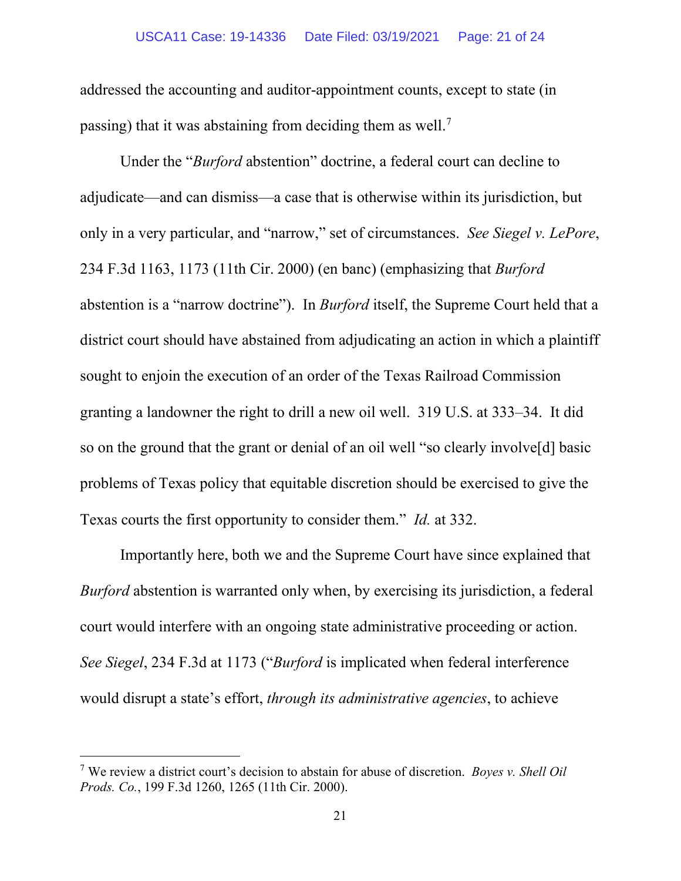addressed the accounting and auditor-appointment counts, except to state (in passing) that it was abstaining from deciding them as well.[7]

Under the "*Burford* abstention" doctrine, a federal court can decline to adjudicate—and can dismiss—a case that is otherwise within its jurisdiction, but only in a very particular, and "narrow," set of circumstances. *See Siegel v. LePore*, 234 F.3d 1163, 1173 (11th Cir. 2000) (en banc) (emphasizing that *Burford* abstention is a "narrow doctrine"). In *Burford* itself, the Supreme Court held that a district court should have abstained from adjudicating an action in which a plaintiff sought to enjoin the execution of an order of the Texas Railroad Commission granting a landowner the right to drill a new oil well. 319 U.S. at 333–34. It did so on the ground that the grant or denial of an oil well "so clearly involve[d] basic problems of Texas policy that equitable discretion should be exercised to give the Texas courts the first opportunity to consider them." *Id.* at 332.

Importantly here, both we and the Supreme Court have since explained that *Burford* abstention is warranted only when, by exercising its jurisdiction, a federal court would interfere with an ongoing state administrative proceeding or action. *See Siegel*, 234 F.3d at 1173 ("*Burford* is implicated when federal interference would disrupt a state's effort, *through its administrative agencies*, to achieve

[7] We review a district court's decision to abstain for abuse of discretion. *Boyes v. Shell Oil Prods. Co.*, 199 F.3d 1260, 1265 (11th Cir. 2000).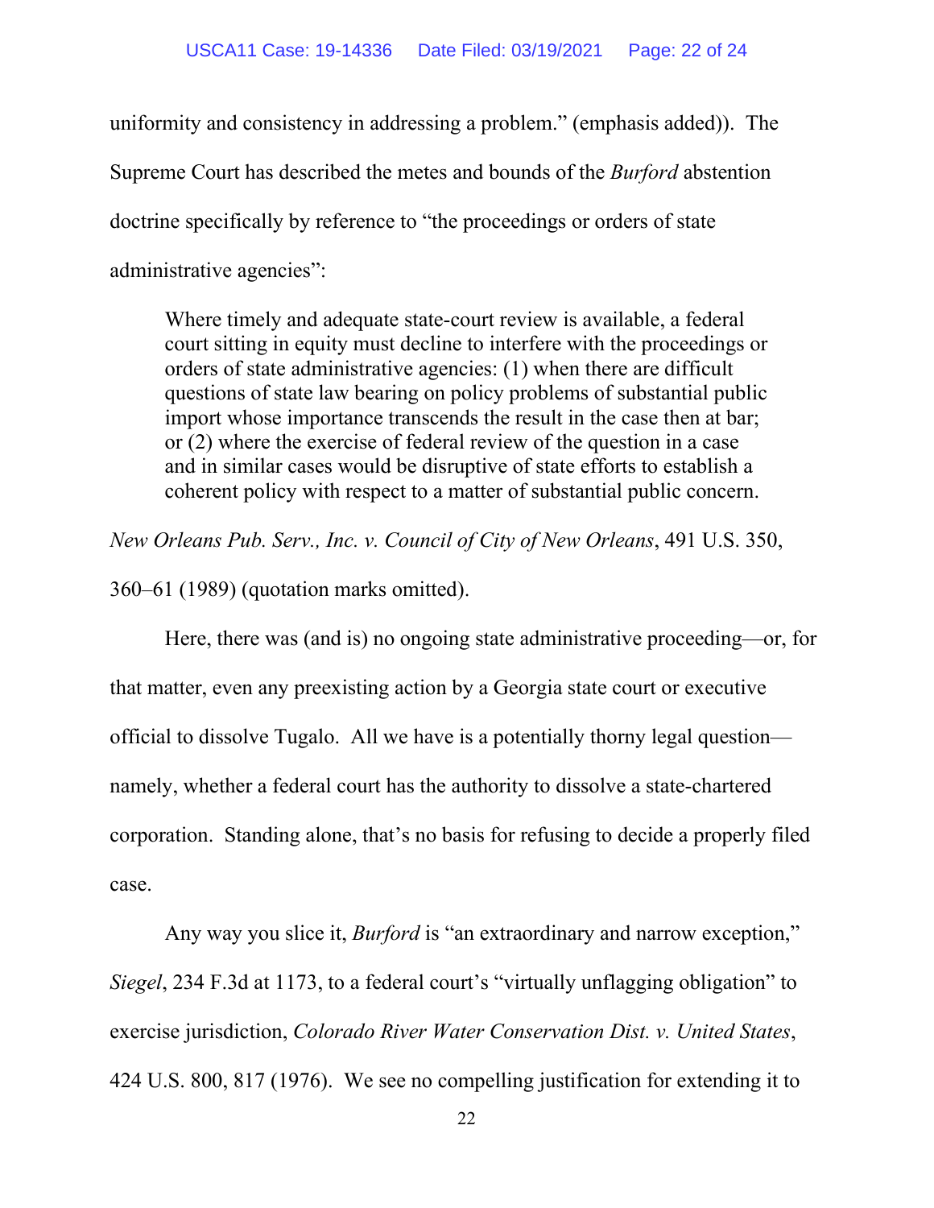uniformity and consistency in addressing a problem." (emphasis added)). The Supreme Court has described the metes and bounds of the *Burford* abstention doctrine specifically by reference to "the proceedings or orders of state administrative agencies":

> Where timely and adequate state-court review is available, a federal court sitting in equity must decline to interfere with the proceedings or orders of state administrative agencies: (1) when there are difficult questions of state law bearing on policy problems of substantial public import whose importance transcends the result in the case then at bar; or (2) where the exercise of federal review of the question in a case and in similar cases would be disruptive of state efforts to establish a coherent policy with respect to a matter of substantial public concern.

*New Orleans Pub. Serv., Inc. v. Council of City of New Orleans*, 491 U.S. 350, 360–61 (1989) (quotation marks omitted).

Here, there was (and is) no ongoing state administrative proceeding—or, for that matter, even any preexisting action by a Georgia state court or executive official to dissolve Tugalo. All we have is a potentially thorny legal question—namely, whether a federal court has the authority to dissolve a state-chartered corporation. Standing alone, that's no basis for refusing to decide a properly filed case.

Any way you slice it, *Burford* is "an extraordinary and narrow exception," *Siegel*, 234 F.3d at 1173, to a federal court's "virtually unflagging obligation" to exercise jurisdiction, *Colorado River Water Conservation Dist. v. United States*, 424 U.S. 800, 817 (1976). We see no compelling justification for extending it to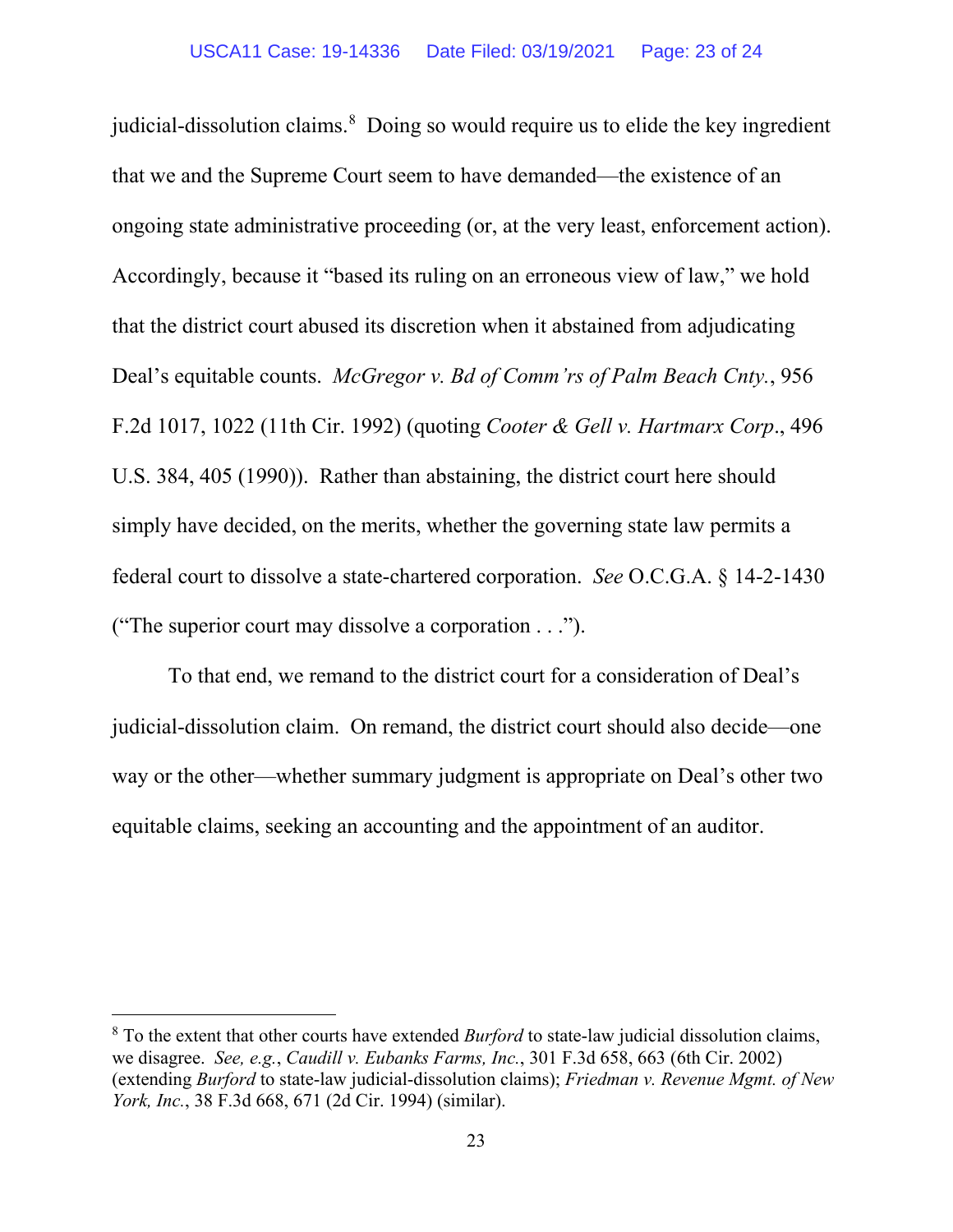judicial-dissolution claims.[8] Doing so would require us to elide the key ingredient that we and the Supreme Court seem to have demanded—the existence of an ongoing state administrative proceeding (or, at the very least, enforcement action). Accordingly, because it "based its ruling on an erroneous view of law," we hold that the district court abused its discretion when it abstained from adjudicating Deal's equitable counts. *McGregor v. Bd of Comm'rs of Palm Beach Cnty.*, 956 F.2d 1017, 1022 (11th Cir. 1992) (quoting *Cooter & Gell v. Hartmarx Corp*., 496 U.S. 384, 405 (1990)). Rather than abstaining, the district court here should simply have decided, on the merits, whether the governing state law permits a federal court to dissolve a state-chartered corporation. *See* O.C.G.A. § 14-2-1430 ("The superior court may dissolve a corporation . . .").

To that end, we remand to the district court for a consideration of Deal's judicial-dissolution claim. On remand, the district court should also decide—one way or the other—whether summary judgment is appropriate on Deal's other two equitable claims, seeking an accounting and the appointment of an auditor.

[8] To the extent that other courts have extended *Burford* to state-law judicial dissolution claims, we disagree. *See, e.g.*, *Caudill v. Eubanks Farms, Inc.*, 301 F.3d 658, 663 (6th Cir. 2002) (extending *Burford* to state-law judicial-dissolution claims); *Friedman v. Revenue Mgmt. of New York, Inc.*, 38 F.3d 668, 671 (2d Cir. 1994) (similar).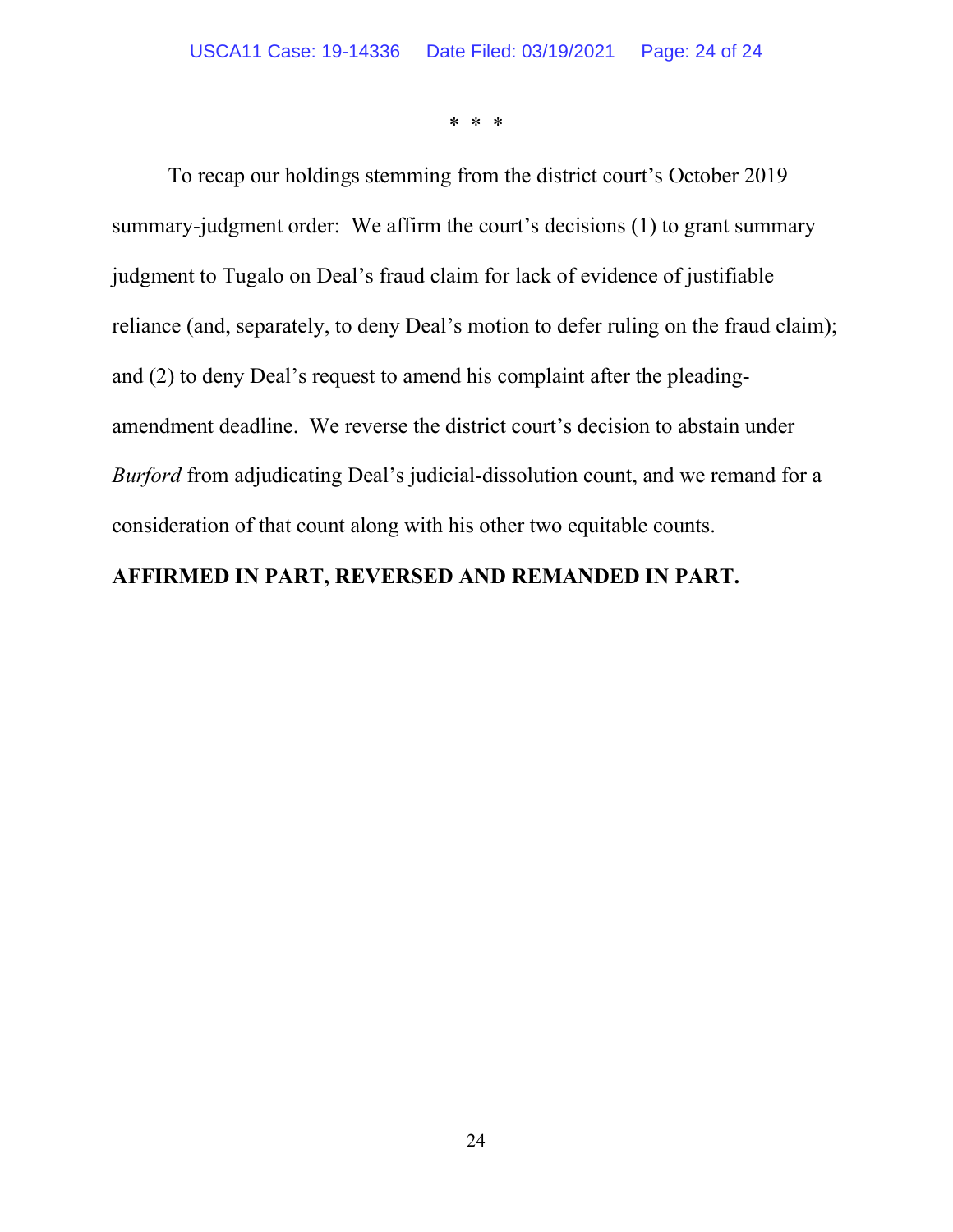\* \* \*

To recap our holdings stemming from the district court's October 2019 summary-judgment order: We affirm the court's decisions (1) to grant summary judgment to Tugalo on Deal's fraud claim for lack of evidence of justifiable reliance (and, separately, to deny Deal's motion to defer ruling on the fraud claim); and (2) to deny Deal's request to amend his complaint after the pleading-amendment deadline. We reverse the district court's decision to abstain under *Burford* from adjudicating Deal's judicial-dissolution count, and we remand for a consideration of that count along with his other two equitable counts.

**AFFIRMED IN PART, REVERSED AND REMANDED IN PART.**